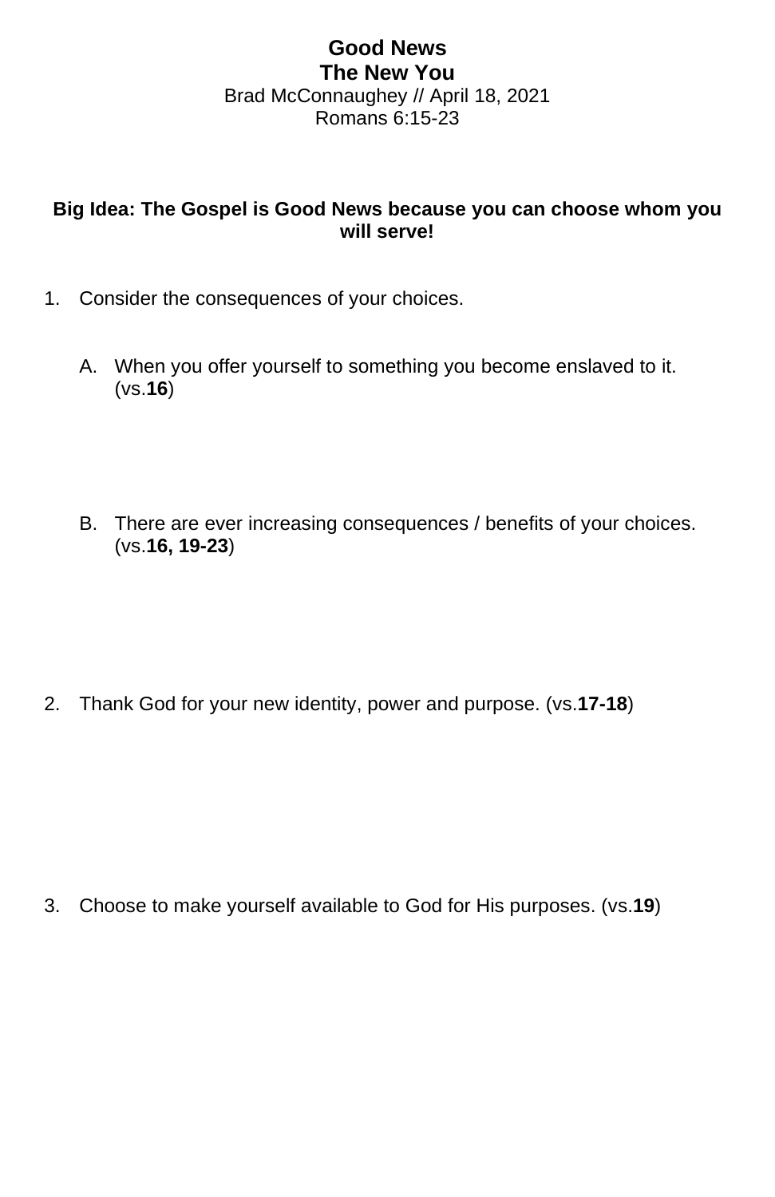# Good News

## The New You

Brad McConnaughey // April 18, 2021

Romans 6:15-23

**Big Idea: The Gospel is Good News because you can choose whom you will serve!**

1. Consider the consequences of your choices.

   A. When you offer yourself to something you become enslaved to it. (vs.**16**)

   B. There are ever increasing consequences / benefits of your choices. (vs.**16, 19-23**)

2. Thank God for your new identity, power and purpose. (vs.**17-18**)

3. Choose to make yourself available to God for His purposes. (vs.**19**)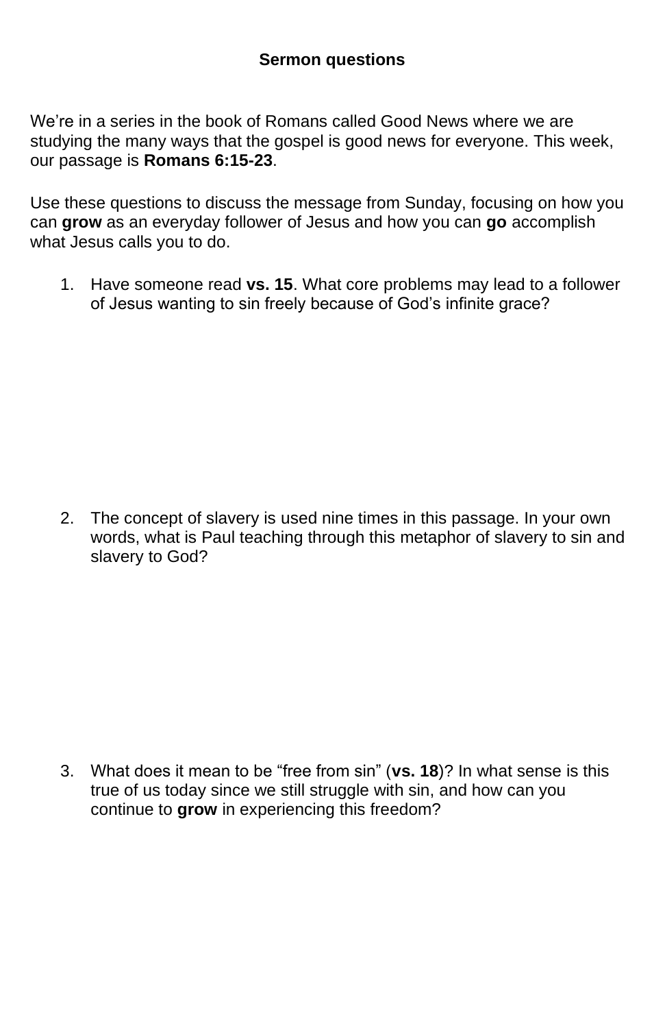**Sermon questions**

We're in a series in the book of Romans called Good News where we are studying the many ways that the gospel is good news for everyone. This week, our passage is **Romans 6:15-23**.

Use these questions to discuss the message from Sunday, focusing on how you can **grow** as an everyday follower of Jesus and how you can **go** accomplish what Jesus calls you to do.

1. Have someone read **vs. 15**. What core problems may lead to a follower of Jesus wanting to sin freely because of God's infinite grace?

2. The concept of slavery is used nine times in this passage. In your own words, what is Paul teaching through this metaphor of slavery to sin and slavery to God?

3. What does it mean to be "free from sin" (**vs. 18**)? In what sense is this true of us today since we still struggle with sin, and how can you continue to **grow** in experiencing this freedom?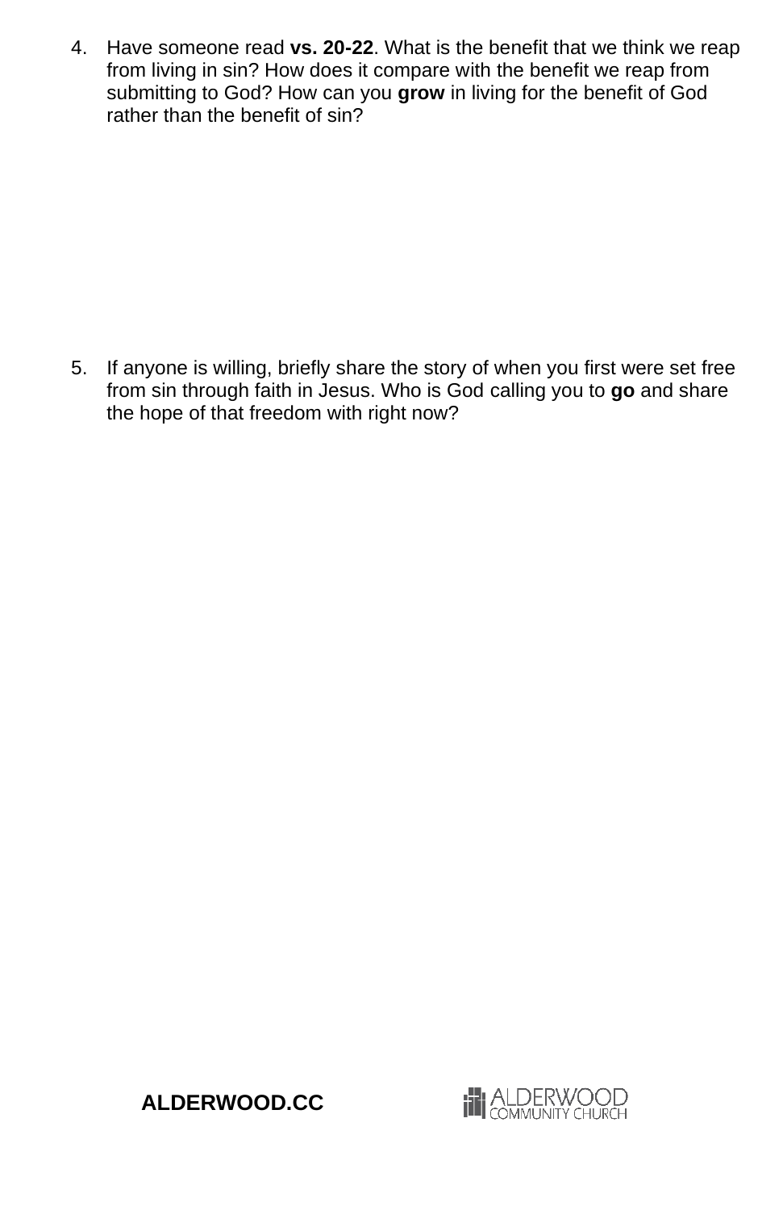4. Have someone read **vs. 20-22**. What is the benefit that we think we reap from living in sin? How does it compare with the benefit we reap from submitting to God? How can you **grow** in living for the benefit of God rather than the benefit of sin?

5. If anyone is willing, briefly share the story of when you first were set free from sin through faith in Jesus. Who is God calling you to **go** and share the hope of that freedom with right now?

**ALDERWOOD.CC**

ALDERWOOD COMMUNITY CHURCH